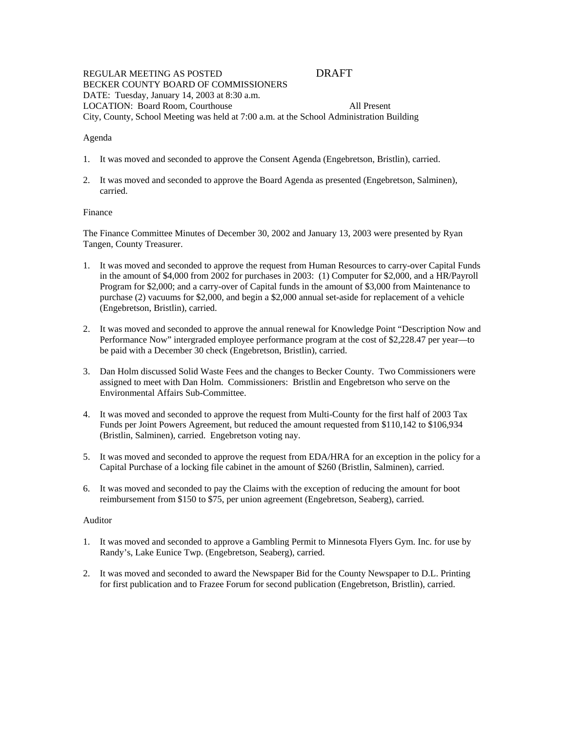REGULAR MEETING AS POSTED DRAFT
BECKER COUNTY BOARD OF COMMISSIONERS
DATE: Tuesday, January 14, 2003 at 8:30 a.m.
LOCATION: Board Room, Courthouse All Present
City, County, School Meeting was held at 7:00 a.m. at the School Administration Building

Agenda

1. It was moved and seconded to approve the Consent Agenda (Engebretson, Bristlin), carried.

2. It was moved and seconded to approve the Board Agenda as presented (Engebretson, Salminen), carried.

Finance

The Finance Committee Minutes of December 30, 2002 and January 13, 2003 were presented by Ryan Tangen, County Treasurer.

1. It was moved and seconded to approve the request from Human Resources to carry-over Capital Funds in the amount of $4,000 from 2002 for purchases in 2003: (1) Computer for $2,000, and a HR/Payroll Program for $2,000; and a carry-over of Capital funds in the amount of $3,000 from Maintenance to purchase (2) vacuums for $2,000, and begin a $2,000 annual set-aside for replacement of a vehicle (Engebretson, Bristlin), carried.

2. It was moved and seconded to approve the annual renewal for Knowledge Point "Description Now and Performance Now" intergraded employee performance program at the cost of $2,228.47 per year—to be paid with a December 30 check (Engebretson, Bristlin), carried.

3. Dan Holm discussed Solid Waste Fees and the changes to Becker County. Two Commissioners were assigned to meet with Dan Holm. Commissioners: Bristlin and Engebretson who serve on the Environmental Affairs Sub-Committee.

4. It was moved and seconded to approve the request from Multi-County for the first half of 2003 Tax Funds per Joint Powers Agreement, but reduced the amount requested from $110,142 to $106,934 (Bristlin, Salminen), carried. Engebretson voting nay.

5. It was moved and seconded to approve the request from EDA/HRA for an exception in the policy for a Capital Purchase of a locking file cabinet in the amount of $260 (Bristlin, Salminen), carried.

6. It was moved and seconded to pay the Claims with the exception of reducing the amount for boot reimbursement from $150 to $75, per union agreement (Engebretson, Seaberg), carried.

Auditor

1. It was moved and seconded to approve a Gambling Permit to Minnesota Flyers Gym. Inc. for use by Randy's, Lake Eunice Twp. (Engebretson, Seaberg), carried.

2. It was moved and seconded to award the Newspaper Bid for the County Newspaper to D.L. Printing for first publication and to Frazee Forum for second publication (Engebretson, Bristlin), carried.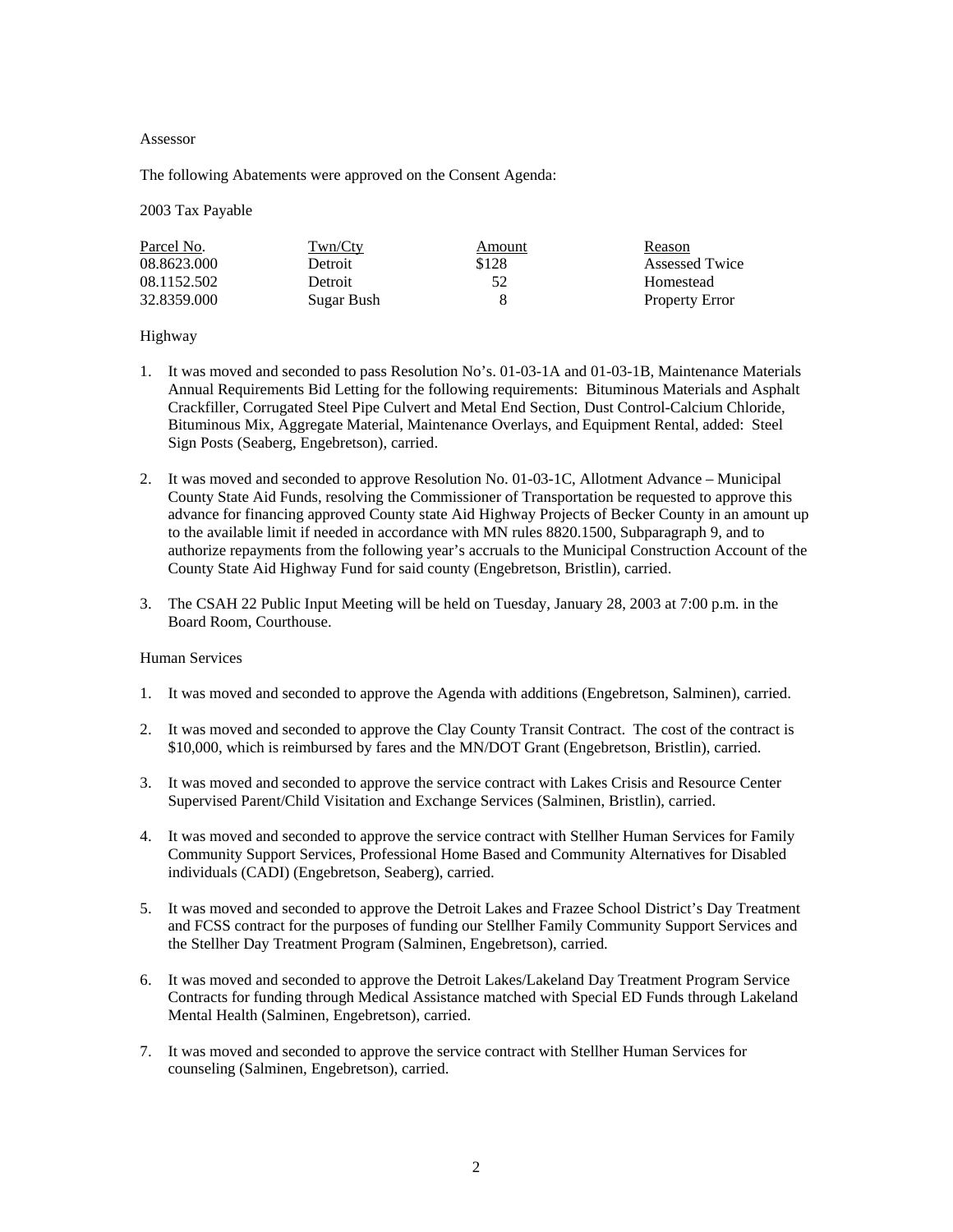Assessor

The following Abatements were approved on the Consent Agenda:

2003 Tax Payable

| Parcel No. | Twn/Cty | Amount | Reason |
|---|---|---|---|
| 08.8623.000 | Detroit | $128 | Assessed Twice |
| 08.1152.502 | Detroit | 52 | Homestead |
| 32.8359.000 | Sugar Bush | 8 | Property Error |

Highway

1. It was moved and seconded to pass Resolution No's. 01-03-1A and 01-03-1B, Maintenance Materials Annual Requirements Bid Letting for the following requirements: Bituminous Materials and Asphalt Crackfiller, Corrugated Steel Pipe Culvert and Metal End Section, Dust Control-Calcium Chloride, Bituminous Mix, Aggregate Material, Maintenance Overlays, and Equipment Rental, added: Steel Sign Posts (Seaberg, Engebretson), carried.

2. It was moved and seconded to approve Resolution No. 01-03-1C, Allotment Advance – Municipal County State Aid Funds, resolving the Commissioner of Transportation be requested to approve this advance for financing approved County state Aid Highway Projects of Becker County in an amount up to the available limit if needed in accordance with MN rules 8820.1500, Subparagraph 9, and to authorize repayments from the following year's accruals to the Municipal Construction Account of the County State Aid Highway Fund for said county (Engebretson, Bristlin), carried.

3. The CSAH 22 Public Input Meeting will be held on Tuesday, January 28, 2003 at 7:00 p.m. in the Board Room, Courthouse.

Human Services

1. It was moved and seconded to approve the Agenda with additions (Engebretson, Salminen), carried.

2. It was moved and seconded to approve the Clay County Transit Contract. The cost of the contract is $10,000, which is reimbursed by fares and the MN/DOT Grant (Engebretson, Bristlin), carried.

3. It was moved and seconded to approve the service contract with Lakes Crisis and Resource Center Supervised Parent/Child Visitation and Exchange Services (Salminen, Bristlin), carried.

4. It was moved and seconded to approve the service contract with Stellher Human Services for Family Community Support Services, Professional Home Based and Community Alternatives for Disabled individuals (CADI) (Engebretson, Seaberg), carried.

5. It was moved and seconded to approve the Detroit Lakes and Frazee School District's Day Treatment and FCSS contract for the purposes of funding our Stellher Family Community Support Services and the Stellher Day Treatment Program (Salminen, Engebretson), carried.

6. It was moved and seconded to approve the Detroit Lakes/Lakeland Day Treatment Program Service Contracts for funding through Medical Assistance matched with Special ED Funds through Lakeland Mental Health (Salminen, Engebretson), carried.

7. It was moved and seconded to approve the service contract with Stellher Human Services for counseling (Salminen, Engebretson), carried.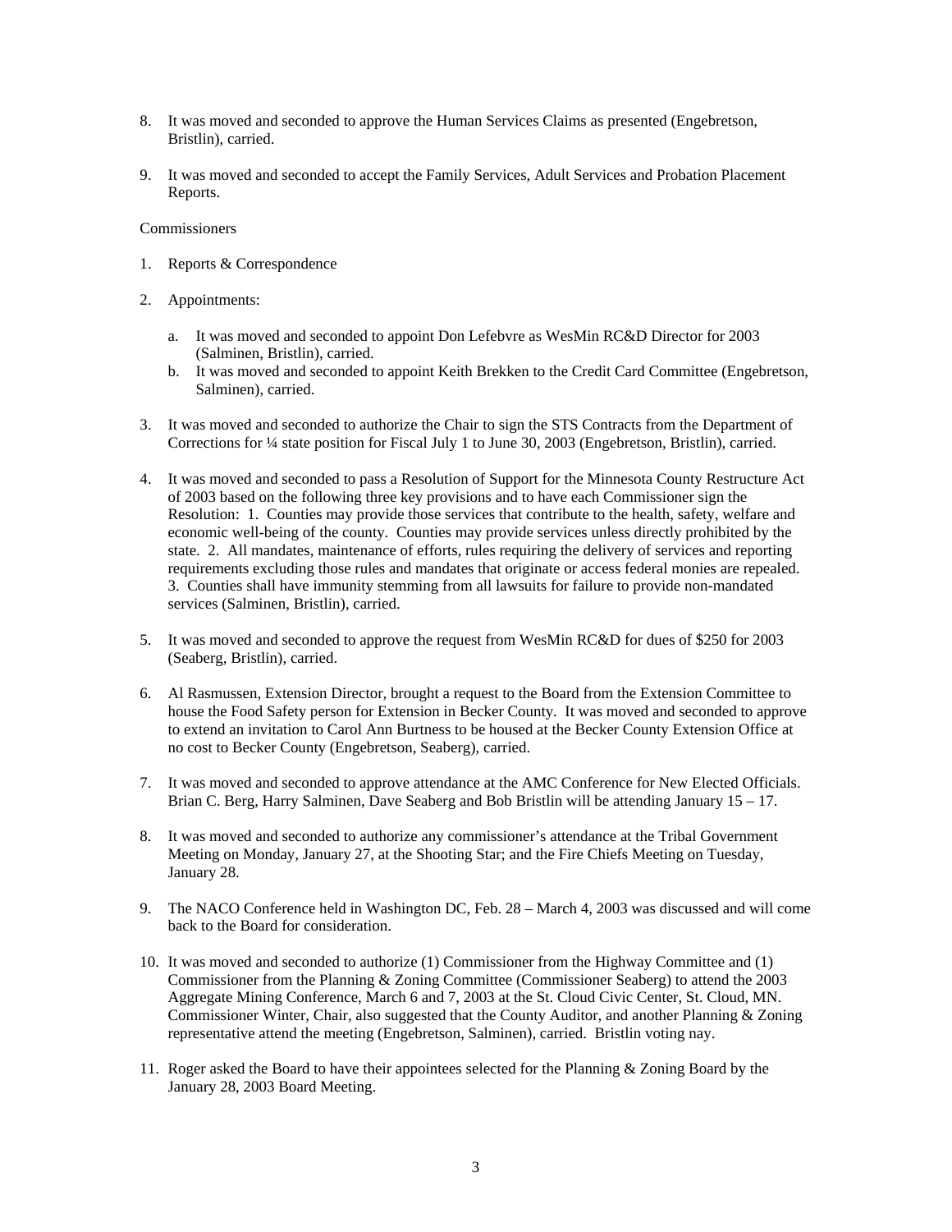8. It was moved and seconded to approve the Human Services Claims as presented (Engebretson, Bristlin), carried.

9. It was moved and seconded to accept the Family Services, Adult Services and Probation Placement Reports.

Commissioners

1. Reports & Correspondence

2. Appointments:

   a. It was moved and seconded to appoint Don Lefebvre as WesMin RC&D Director for 2003 (Salminen, Bristlin), carried.
   b. It was moved and seconded to appoint Keith Brekken to the Credit Card Committee (Engebretson, Salminen), carried.

3. It was moved and seconded to authorize the Chair to sign the STS Contracts from the Department of Corrections for ¼ state position for Fiscal July 1 to June 30, 2003 (Engebretson, Bristlin), carried.

4. It was moved and seconded to pass a Resolution of Support for the Minnesota County Restructure Act of 2003 based on the following three key provisions and to have each Commissioner sign the Resolution: 1. Counties may provide those services that contribute to the health, safety, welfare and economic well-being of the county. Counties may provide services unless directly prohibited by the state. 2. All mandates, maintenance of efforts, rules requiring the delivery of services and reporting requirements excluding those rules and mandates that originate or access federal monies are repealed. 3. Counties shall have immunity stemming from all lawsuits for failure to provide non-mandated services (Salminen, Bristlin), carried.

5. It was moved and seconded to approve the request from WesMin RC&D for dues of $250 for 2003 (Seaberg, Bristlin), carried.

6. Al Rasmussen, Extension Director, brought a request to the Board from the Extension Committee to house the Food Safety person for Extension in Becker County. It was moved and seconded to approve to extend an invitation to Carol Ann Burtness to be housed at the Becker County Extension Office at no cost to Becker County (Engebretson, Seaberg), carried.

7. It was moved and seconded to approve attendance at the AMC Conference for New Elected Officials. Brian C. Berg, Harry Salminen, Dave Seaberg and Bob Bristlin will be attending January 15 – 17.

8. It was moved and seconded to authorize any commissioner's attendance at the Tribal Government Meeting on Monday, January 27, at the Shooting Star; and the Fire Chiefs Meeting on Tuesday, January 28.

9. The NACO Conference held in Washington DC, Feb. 28 – March 4, 2003 was discussed and will come back to the Board for consideration.

10. It was moved and seconded to authorize (1) Commissioner from the Highway Committee and (1) Commissioner from the Planning & Zoning Committee (Commissioner Seaberg) to attend the 2003 Aggregate Mining Conference, March 6 and 7, 2003 at the St. Cloud Civic Center, St. Cloud, MN. Commissioner Winter, Chair, also suggested that the County Auditor, and another Planning & Zoning representative attend the meeting (Engebretson, Salminen), carried. Bristlin voting nay.

11. Roger asked the Board to have their appointees selected for the Planning & Zoning Board by the January 28, 2003 Board Meeting.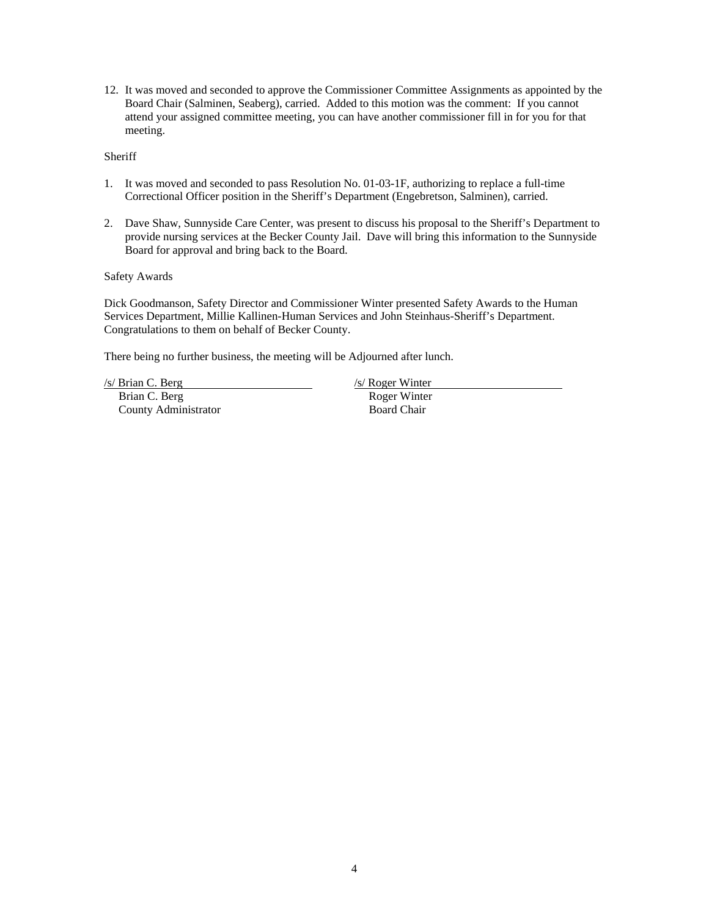12. It was moved and seconded to approve the Commissioner Committee Assignments as appointed by the Board Chair (Salminen, Seaberg), carried. Added to this motion was the comment: If you cannot attend your assigned committee meeting, you can have another commissioner fill in for you for that meeting.

Sheriff

1. It was moved and seconded to pass Resolution No. 01-03-1F, authorizing to replace a full-time Correctional Officer position in the Sheriff's Department (Engebretson, Salminen), carried.

2. Dave Shaw, Sunnyside Care Center, was present to discuss his proposal to the Sheriff's Department to provide nursing services at the Becker County Jail. Dave will bring this information to the Sunnyside Board for approval and bring back to the Board.

Safety Awards

Dick Goodmanson, Safety Director and Commissioner Winter presented Safety Awards to the Human Services Department, Millie Kallinen-Human Services and John Steinhaus-Sheriff's Department. Congratulations to them on behalf of Becker County.

There being no further business, the meeting will be Adjourned after lunch.

/s/ Brian C. Berg
Brian C. Berg
County Administrator

/s/ Roger Winter
Roger Winter
Board Chair